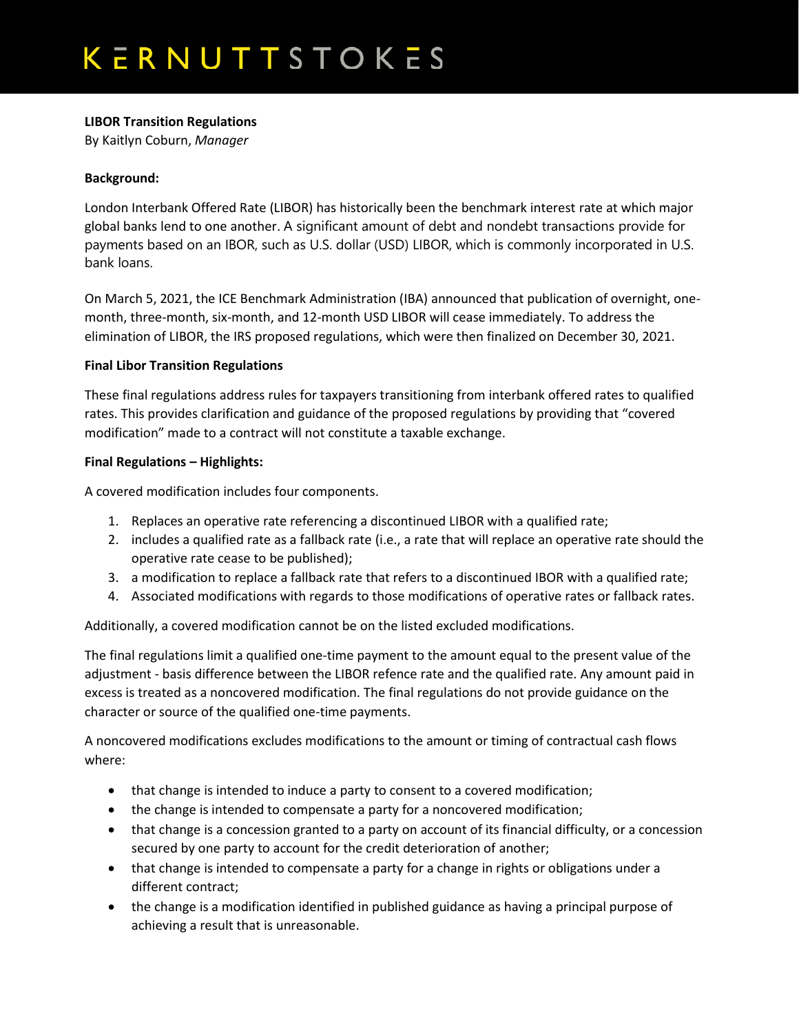# KERNUTTSTOKES

**LIBOR Transition Regulations**

By Kaitlyn Coburn, *Manager*

**Background:**

London Interbank Offered Rate (LIBOR) has historically been the benchmark interest rate at which major global banks lend to one another. A significant amount of debt and nondebt transactions provide for payments based on an IBOR, such as U.S. dollar (USD) LIBOR, which is commonly incorporated in U.S. bank loans.

On March 5, 2021, the ICE Benchmark Administration (IBA) announced that publication of overnight, one-month, three-month, six-month, and 12-month USD LIBOR will cease immediately. To address the elimination of LIBOR, the IRS proposed regulations, which were then finalized on December 30, 2021.

**Final Libor Transition Regulations**

These final regulations address rules for taxpayers transitioning from interbank offered rates to qualified rates. This provides clarification and guidance of the proposed regulations by providing that "covered modification" made to a contract will not constitute a taxable exchange.

**Final Regulations – Highlights:**

A covered modification includes four components.

1. Replaces an operative rate referencing a discontinued LIBOR with a qualified rate;
2. includes a qualified rate as a fallback rate (i.e., a rate that will replace an operative rate should the operative rate cease to be published);
3. a modification to replace a fallback rate that refers to a discontinued IBOR with a qualified rate;
4. Associated modifications with regards to those modifications of operative rates or fallback rates.

Additionally, a covered modification cannot be on the listed excluded modifications.

The final regulations limit a qualified one-time payment to the amount equal to the present value of the adjustment - basis difference between the LIBOR refence rate and the qualified rate. Any amount paid in excess is treated as a noncovered modification. The final regulations do not provide guidance on the character or source of the qualified one-time payments.

A noncovered modifications excludes modifications to the amount or timing of contractual cash flows where:

- that change is intended to induce a party to consent to a covered modification;
- the change is intended to compensate a party for a noncovered modification;
- that change is a concession granted to a party on account of its financial difficulty, or a concession secured by one party to account for the credit deterioration of another;
- that change is intended to compensate a party for a change in rights or obligations under a different contract;
- the change is a modification identified in published guidance as having a principal purpose of achieving a result that is unreasonable.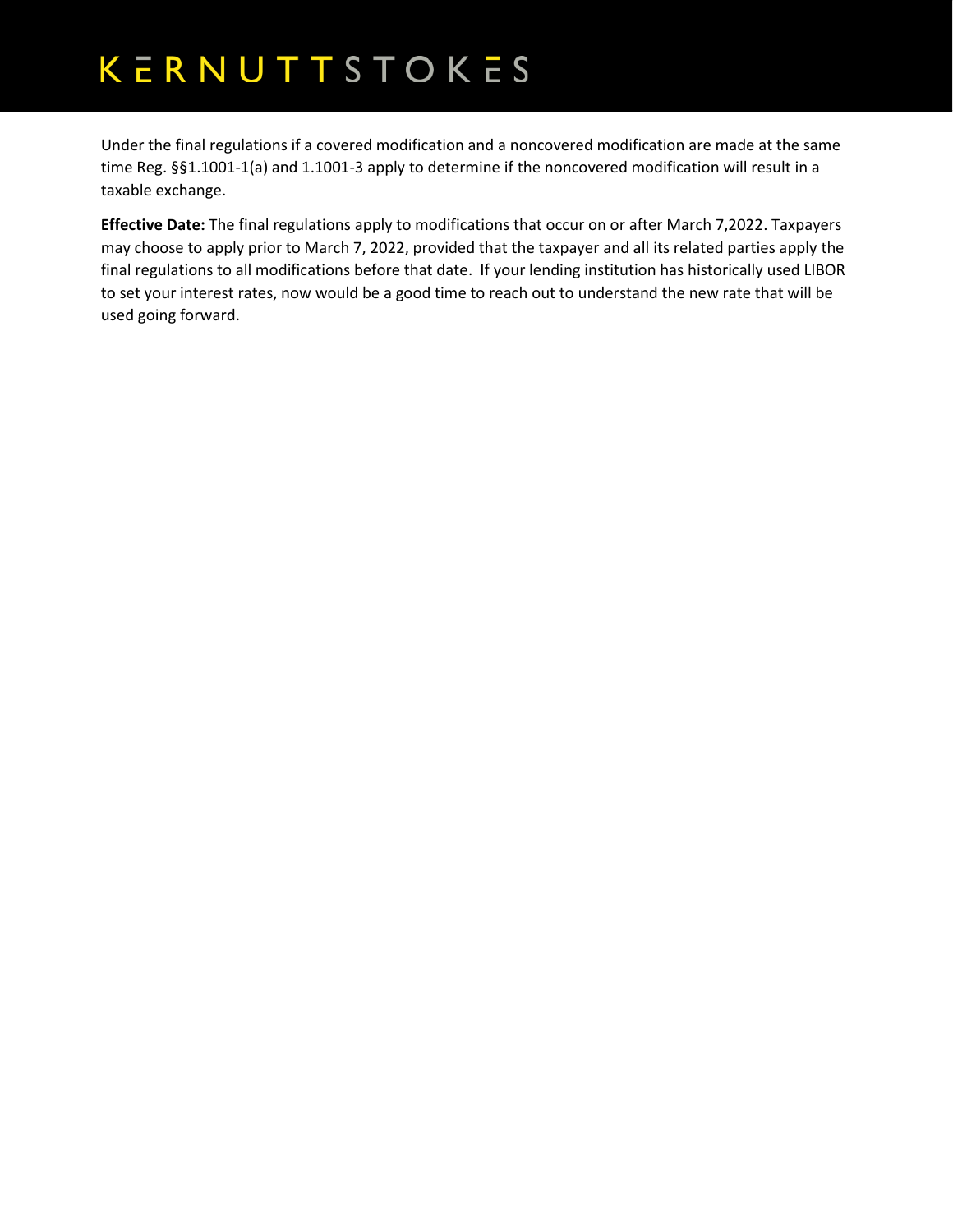Under the final regulations if a covered modification and a noncovered modification are made at the same time Reg. §§1.1001-1(a) and 1.1001-3 apply to determine if the noncovered modification will result in a taxable exchange.

**Effective Date:** The final regulations apply to modifications that occur on or after March 7,2022. Taxpayers may choose to apply prior to March 7, 2022, provided that the taxpayer and all its related parties apply the final regulations to all modifications before that date. If your lending institution has historically used LIBOR to set your interest rates, now would be a good time to reach out to understand the new rate that will be used going forward.